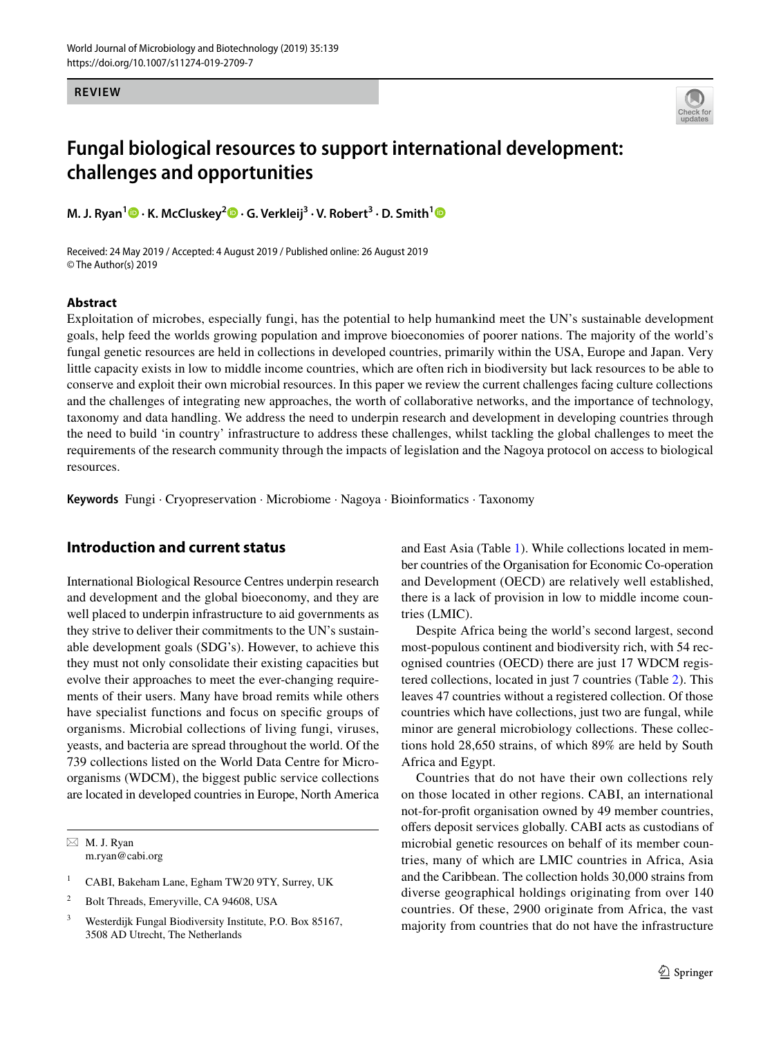REVIEW

# Fungal biological resources to support international development: challenges and opportunities

**M. J. Ryan[1] · K. McCluskey[2] · G. Verkleij[3] · V. Robert[3] · D. Smith[1]**

Received: 24 May 2019 / Accepted: 4 August 2019 / Published online: 26 August 2019
© The Author(s) 2019

## Abstract

Exploitation of microbes, especially fungi, has the potential to help humankind meet the UN's sustainable development goals, help feed the worlds growing population and improve bioeconomies of poorer nations. The majority of the world's fungal genetic resources are held in collections in developed countries, primarily within the USA, Europe and Japan. Very little capacity exists in low to middle income countries, which are often rich in biodiversity but lack resources to be able to conserve and exploit their own microbial resources. In this paper we review the current challenges facing culture collections and the challenges of integrating new approaches, the worth of collaborative networks, and the importance of technology, taxonomy and data handling. We address the need to underpin research and development in developing countries through the need to build 'in country' infrastructure to address these challenges, whilst tackling the global challenges to meet the requirements of the research community through the impacts of legislation and the Nagoya protocol on access to biological resources.

**Keywords** Fungi · Cryopreservation · Microbiome · Nagoya · Bioinformatics · Taxonomy

## Introduction and current status

International Biological Resource Centres underpin research and development and the global bioeconomy, and they are well placed to underpin infrastructure to aid governments as they strive to deliver their commitments to the UN's sustainable development goals (SDG's). However, to achieve this they must not only consolidate their existing capacities but evolve their approaches to meet the ever-changing requirements of their users. Many have broad remits while others have specialist functions and focus on specific groups of organisms. Microbial collections of living fungi, viruses, yeasts, and bacteria are spread throughout the world. Of the 739 collections listed on the World Data Centre for Microorganisms (WDCM), the biggest public service collections are located in developed countries in Europe, North America and East Asia (Table 1). While collections located in member countries of the Organisation for Economic Co-operation and Development (OECD) are relatively well established, there is a lack of provision in low to middle income countries (LMIC).

Despite Africa being the world's second largest, second most-populous continent and biodiversity rich, with 54 recognised countries (OECD) there are just 17 WDCM registered collections, located in just 7 countries (Table 2). This leaves 47 countries without a registered collection. Of those countries which have collections, just two are fungal, while minor are general microbiology collections. These collections hold 28,650 strains, of which 89% are held by South Africa and Egypt.

Countries that do not have their own collections rely on those located in other regions. CABI, an international not-for-profit organisation owned by 49 member countries, offers deposit services globally. CABI acts as custodians of microbial genetic resources on behalf of its member countries, many of which are LMIC countries in Africa, Asia and the Caribbean. The collection holds 30,000 strains from diverse geographical holdings originating from over 140 countries. Of these, 2900 originate from Africa, the vast majority from countries that do not have the infrastructure

✉ M. J. Ryan
m.ryan@cabi.org

[1] CABI, Bakeham Lane, Egham TW20 9TY, Surrey, UK

[2] Bolt Threads, Emeryville, CA 94608, USA

[3] Westerdijk Fungal Biodiversity Institute, P.O. Box 85167, 3508 AD Utrecht, The Netherlands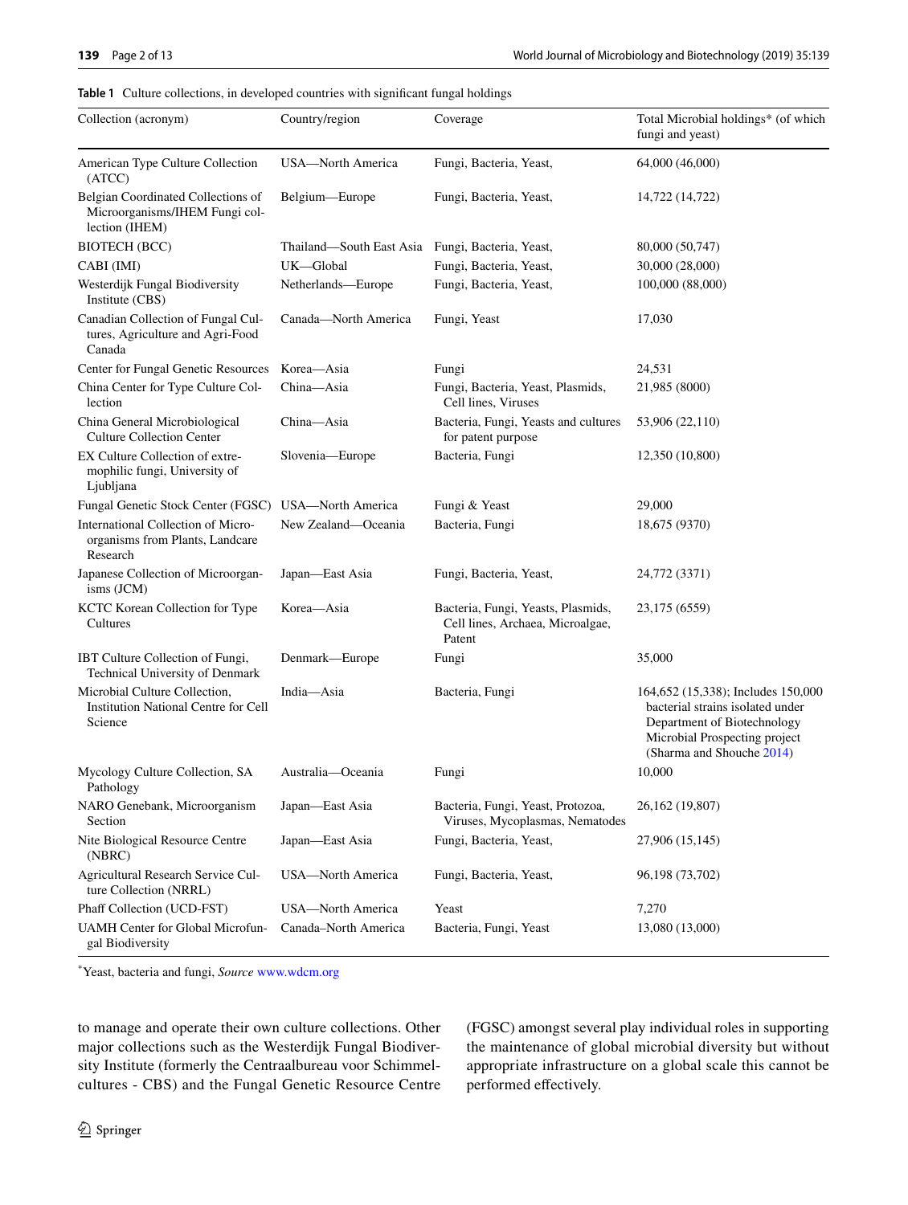**Table 1** Culture collections, in developed countries with significant fungal holdings

| Collection (acronym) | Country/region | Coverage | Total Microbial holdings* (of which fungi and yeast) |
|---|---|---|---|
| American Type Culture Collection (ATCC) | USA—North America | Fungi, Bacteria, Yeast, | 64,000 (46,000) |
| Belgian Coordinated Collections of Microorganisms/IHEM Fungi collection (IHEM) | Belgium—Europe | Fungi, Bacteria, Yeast, | 14,722 (14,722) |
| BIOTECH (BCC) | Thailand—South East Asia | Fungi, Bacteria, Yeast, | 80,000 (50,747) |
| CABI (IMI) | UK—Global | Fungi, Bacteria, Yeast, | 30,000 (28,000) |
| Westerdijk Fungal Biodiversity Institute (CBS) | Netherlands—Europe | Fungi, Bacteria, Yeast, | 100,000 (88,000) |
| Canadian Collection of Fungal Cultures, Agriculture and Agri-Food Canada | Canada—North America | Fungi, Yeast | 17,030 |
| Center for Fungal Genetic Resources | Korea—Asia | Fungi | 24,531 |
| China Center for Type Culture Collection | China—Asia | Fungi, Bacteria, Yeast, Plasmids, Cell lines, Viruses | 21,985 (8000) |
| China General Microbiological Culture Collection Center | China—Asia | Bacteria, Fungi, Yeasts and cultures for patent purpose | 53,906 (22,110) |
| EX Culture Collection of extremophilic fungi, University of Ljubljana | Slovenia—Europe | Bacteria, Fungi | 12,350 (10,800) |
| Fungal Genetic Stock Center (FGSC) | USA—North America | Fungi & Yeast | 29,000 |
| International Collection of Microorganisms from Plants, Landcare Research | New Zealand—Oceania | Bacteria, Fungi | 18,675 (9370) |
| Japanese Collection of Microorganisms (JCM) | Japan—East Asia | Fungi, Bacteria, Yeast, | 24,772 (3371) |
| KCTC Korean Collection for Type Cultures | Korea—Asia | Bacteria, Fungi, Yeasts, Plasmids, Cell lines, Archaea, Microalgae, Patent | 23,175 (6559) |
| IBT Culture Collection of Fungi, Technical University of Denmark | Denmark—Europe | Fungi | 35,000 |
| Microbial Culture Collection, Institution National Centre for Cell Science | India—Asia | Bacteria, Fungi | 164,652 (15,338); Includes 150,000 bacterial strains isolated under Department of Biotechnology Microbial Prospecting project (Sharma and Shouche 2014) |
| Mycology Culture Collection, SA Pathology | Australia—Oceania | Fungi | 10,000 |
| NARO Genebank, Microorganism Section | Japan—East Asia | Bacteria, Fungi, Yeast, Protozoa, Viruses, Mycoplasmas, Nematodes | 26,162 (19,807) |
| Nite Biological Resource Centre (NBRC) | Japan—East Asia | Fungi, Bacteria, Yeast, | 27,906 (15,145) |
| Agricultural Research Service Culture Collection (NRRL) | USA—North America | Fungi, Bacteria, Yeast, | 96,198 (73,702) |
| Phaff Collection (UCD-FST) | USA—North America | Yeast | 7,270 |
| UAMH Center for Global Microfungal Biodiversity | Canada–North America | Bacteria, Fungi, Yeast | 13,080 (13,000) |

*Yeast, bacteria and fungi, *Source* www.wdcm.org

to manage and operate their own culture collections. Other major collections such as the Westerdijk Fungal Biodiversity Institute (formerly the Centraalbureau voor Schimmelcultures - CBS) and the Fungal Genetic Resource Centre (FGSC) amongst several play individual roles in supporting the maintenance of global microbial diversity but without appropriate infrastructure on a global scale this cannot be performed effectively.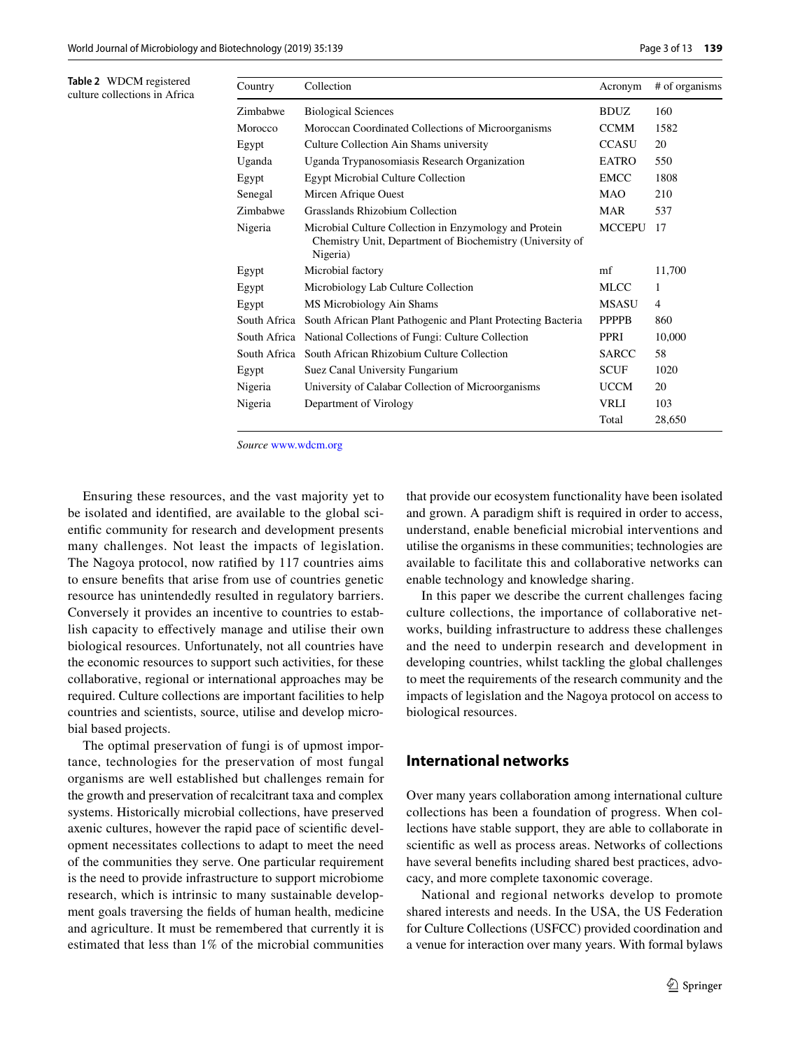**Table 2** WDCM registered culture collections in Africa

| Country | Collection | Acronym | # of organisms |
|---|---|---|---|
| Zimbabwe | Biological Sciences | BDUZ | 160 |
| Morocco | Moroccan Coordinated Collections of Microorganisms | CCMM | 1582 |
| Egypt | Culture Collection Ain Shams university | CCASU | 20 |
| Uganda | Uganda Trypanosomiasis Research Organization | EATRO | 550 |
| Egypt | Egypt Microbial Culture Collection | EMCC | 1808 |
| Senegal | Mircen Afrique Ouest | MAO | 210 |
| Zimbabwe | Grasslands Rhizobium Collection | MAR | 537 |
| Nigeria | Microbial Culture Collection in Enzymology and Protein Chemistry Unit, Department of Biochemistry (University of Nigeria) | MCCEPU | 17 |
| Egypt | Microbial factory | mf | 11,700 |
| Egypt | Microbiology Lab Culture Collection | MLCC | 1 |
| Egypt | MS Microbiology Ain Shams | MSASU | 4 |
| South Africa | South African Plant Pathogenic and Plant Protecting Bacteria | PPPPB | 860 |
| South Africa | National Collections of Fungi: Culture Collection | PPRI | 10,000 |
| South Africa | South African Rhizobium Culture Collection | SARCC | 58 |
| Egypt | Suez Canal University Fungarium | SCUF | 1020 |
| Nigeria | University of Calabar Collection of Microorganisms | UCCM | 20 |
| Nigeria | Department of Virology | VRLI | 103 |
| | | Total | 28,650 |

*Source* www.wdcm.org

Ensuring these resources, and the vast majority yet to be isolated and identified, are available to the global scientific community for research and development presents many challenges. Not least the impacts of legislation. The Nagoya protocol, now ratified by 117 countries aims to ensure benefits that arise from use of countries genetic resource has unintendedly resulted in regulatory barriers. Conversely it provides an incentive to countries to establish capacity to effectively manage and utilise their own biological resources. Unfortunately, not all countries have the economic resources to support such activities, for these collaborative, regional or international approaches may be required. Culture collections are important facilities to help countries and scientists, source, utilise and develop microbial based projects.

The optimal preservation of fungi is of upmost importance, technologies for the preservation of most fungal organisms are well established but challenges remain for the growth and preservation of recalcitrant taxa and complex systems. Historically microbial collections, have preserved axenic cultures, however the rapid pace of scientific development necessitates collections to adapt to meet the need of the communities they serve. One particular requirement is the need to provide infrastructure to support microbiome research, which is intrinsic to many sustainable development goals traversing the fields of human health, medicine and agriculture. It must be remembered that currently it is estimated that less than 1% of the microbial communities that provide our ecosystem functionality have been isolated and grown. A paradigm shift is required in order to access, understand, enable beneficial microbial interventions and utilise the organisms in these communities; technologies are available to facilitate this and collaborative networks can enable technology and knowledge sharing.

In this paper we describe the current challenges facing culture collections, the importance of collaborative networks, building infrastructure to address these challenges and the need to underpin research and development in developing countries, whilst tackling the global challenges to meet the requirements of the research community and the impacts of legislation and the Nagoya protocol on access to biological resources.

## International networks

Over many years collaboration among international culture collections has been a foundation of progress. When collections have stable support, they are able to collaborate in scientific as well as process areas. Networks of collections have several benefits including shared best practices, advocacy, and more complete taxonomic coverage.

National and regional networks develop to promote shared interests and needs. In the USA, the US Federation for Culture Collections (USFCC) provided coordination and a venue for interaction over many years. With formal bylaws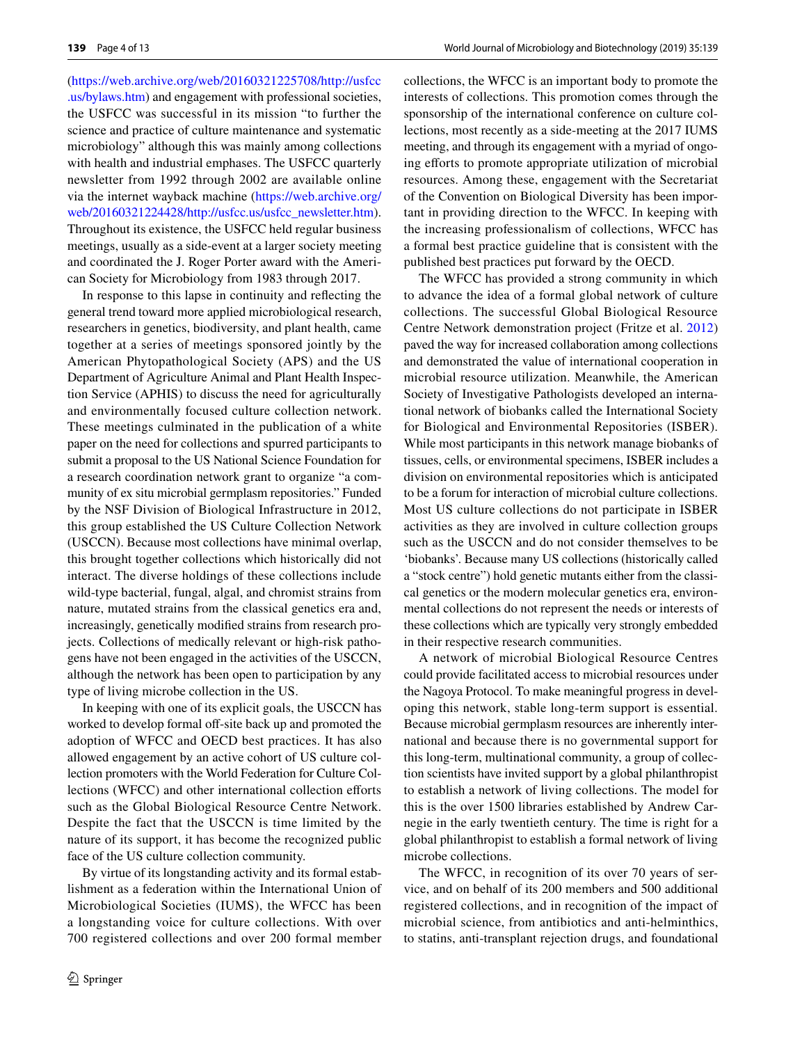(https://web.archive.org/web/20160321225708/http://usfcc.us/bylaws.htm) and engagement with professional societies, the USFCC was successful in its mission "to further the science and practice of culture maintenance and systematic microbiology" although this was mainly among collections with health and industrial emphases. The USFCC quarterly newsletter from 1992 through 2002 are available online via the internet wayback machine (https://web.archive.org/web/20160321224428/http://usfcc.us/usfcc_newsletter.htm). Throughout its existence, the USFCC held regular business meetings, usually as a side-event at a larger society meeting and coordinated the J. Roger Porter award with the American Society for Microbiology from 1983 through 2017.

In response to this lapse in continuity and reflecting the general trend toward more applied microbiological research, researchers in genetics, biodiversity, and plant health, came together at a series of meetings sponsored jointly by the American Phytopathological Society (APS) and the US Department of Agriculture Animal and Plant Health Inspection Service (APHIS) to discuss the need for agriculturally and environmentally focused culture collection network. These meetings culminated in the publication of a white paper on the need for collections and spurred participants to submit a proposal to the US National Science Foundation for a research coordination network grant to organize "a community of ex situ microbial germplasm repositories." Funded by the NSF Division of Biological Infrastructure in 2012, this group established the US Culture Collection Network (USCCN). Because most collections have minimal overlap, this brought together collections which historically did not interact. The diverse holdings of these collections include wild-type bacterial, fungal, algal, and chromist strains from nature, mutated strains from the classical genetics era and, increasingly, genetically modified strains from research projects. Collections of medically relevant or high-risk pathogens have not been engaged in the activities of the USCCN, although the network has been open to participation by any type of living microbe collection in the US.

In keeping with one of its explicit goals, the USCCN has worked to develop formal off-site back up and promoted the adoption of WFCC and OECD best practices. It has also allowed engagement by an active cohort of US culture collection promoters with the World Federation for Culture Collections (WFCC) and other international collection efforts such as the Global Biological Resource Centre Network. Despite the fact that the USCCN is time limited by the nature of its support, it has become the recognized public face of the US culture collection community.

By virtue of its longstanding activity and its formal establishment as a federation within the International Union of Microbiological Societies (IUMS), the WFCC has been a longstanding voice for culture collections. With over 700 registered collections and over 200 formal member collections, the WFCC is an important body to promote the interests of collections. This promotion comes through the sponsorship of the international conference on culture collections, most recently as a side-meeting at the 2017 IUMS meeting, and through its engagement with a myriad of ongoing efforts to promote appropriate utilization of microbial resources. Among these, engagement with the Secretariat of the Convention on Biological Diversity has been important in providing direction to the WFCC. In keeping with the increasing professionalism of collections, WFCC has a formal best practice guideline that is consistent with the published best practices put forward by the OECD.

The WFCC has provided a strong community in which to advance the idea of a formal global network of culture collections. The successful Global Biological Resource Centre Network demonstration project (Fritze et al. 2012) paved the way for increased collaboration among collections and demonstrated the value of international cooperation in microbial resource utilization. Meanwhile, the American Society of Investigative Pathologists developed an international network of biobanks called the International Society for Biological and Environmental Repositories (ISBER). While most participants in this network manage biobanks of tissues, cells, or environmental specimens, ISBER includes a division on environmental repositories which is anticipated to be a forum for interaction of microbial culture collections. Most US culture collections do not participate in ISBER activities as they are involved in culture collection groups such as the USCCN and do not consider themselves to be 'biobanks'. Because many US collections (historically called a "stock centre") hold genetic mutants either from the classical genetics or the modern molecular genetics era, environmental collections do not represent the needs or interests of these collections which are typically very strongly embedded in their respective research communities.

A network of microbial Biological Resource Centres could provide facilitated access to microbial resources under the Nagoya Protocol. To make meaningful progress in developing this network, stable long-term support is essential. Because microbial germplasm resources are inherently international and because there is no governmental support for this long-term, multinational community, a group of collection scientists have invited support by a global philanthropist to establish a network of living collections. The model for this is the over 1500 libraries established by Andrew Carnegie in the early twentieth century. The time is right for a global philanthropist to establish a formal network of living microbe collections.

The WFCC, in recognition of its over 70 years of service, and on behalf of its 200 members and 500 additional registered collections, and in recognition of the impact of microbial science, from antibiotics and anti-helminthics, to statins, anti-transplant rejection drugs, and foundational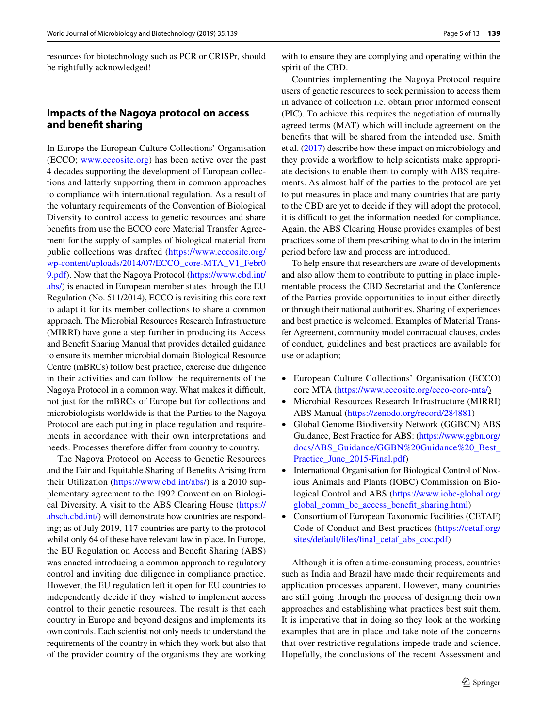resources for biotechnology such as PCR or CRISPr, should be rightfully acknowledged!

## Impacts of the Nagoya protocol on access and benefit sharing

In Europe the European Culture Collections' Organisation (ECCO; www.eccosite.org) has been active over the past 4 decades supporting the development of European collections and latterly supporting them in common approaches to compliance with international regulation. As a result of the voluntary requirements of the Convention of Biological Diversity to control access to genetic resources and share benefits from use the ECCO core Material Transfer Agreement for the supply of samples of biological material from public collections was drafted (https://www.eccosite.org/wp-content/uploads/2014/07/ECCO_core-MTA_V1_Febr09.pdf). Now that the Nagoya Protocol (https://www.cbd.int/abs/) is enacted in European member states through the EU Regulation (No. 511/2014), ECCO is revisiting this core text to adapt it for its member collections to share a common approach. The Microbial Resources Research Infrastructure (MIRRI) have gone a step further in producing its Access and Benefit Sharing Manual that provides detailed guidance to ensure its member microbial domain Biological Resource Centre (mBRCs) follow best practice, exercise due diligence in their activities and can follow the requirements of the Nagoya Protocol in a common way. What makes it difficult, not just for the mBRCs of Europe but for collections and microbiologists worldwide is that the Parties to the Nagoya Protocol are each putting in place regulation and requirements in accordance with their own interpretations and needs. Processes therefore differ from country to country.

The Nagoya Protocol on Access to Genetic Resources and the Fair and Equitable Sharing of Benefits Arising from their Utilization (https://www.cbd.int/abs/) is a 2010 supplementary agreement to the 1992 Convention on Biological Diversity. A visit to the ABS Clearing House (https://absch.cbd.int/) will demonstrate how countries are responding; as of July 2019, 117 countries are party to the protocol whilst only 64 of these have relevant law in place. In Europe, the EU Regulation on Access and Benefit Sharing (ABS) was enacted introducing a common approach to regulatory control and inviting due diligence in compliance practice. However, the EU regulation left it open for EU countries to independently decide if they wished to implement access control to their genetic resources. The result is that each country in Europe and beyond designs and implements its own controls. Each scientist not only needs to understand the requirements of the country in which they work but also that of the provider country of the organisms they are working with to ensure they are complying and operating within the spirit of the CBD.

Countries implementing the Nagoya Protocol require users of genetic resources to seek permission to access them in advance of collection i.e. obtain prior informed consent (PIC). To achieve this requires the negotiation of mutually agreed terms (MAT) which will include agreement on the benefits that will be shared from the intended use. Smith et al. (2017) describe how these impact on microbiology and they provide a workflow to help scientists make appropriate decisions to enable them to comply with ABS requirements. As almost half of the parties to the protocol are yet to put measures in place and many countries that are party to the CBD are yet to decide if they will adopt the protocol, it is difficult to get the information needed for compliance. Again, the ABS Clearing House provides examples of best practices some of them prescribing what to do in the interim period before law and process are introduced.

To help ensure that researchers are aware of developments and also allow them to contribute to putting in place implementable process the CBD Secretariat and the Conference of the Parties provide opportunities to input either directly or through their national authorities. Sharing of experiences and best practice is welcomed. Examples of Material Transfer Agreement, community model contractual clauses, codes of conduct, guidelines and best practices are available for use or adaption;

- European Culture Collections' Organisation (ECCO) core MTA (https://www.eccosite.org/ecco-core-mta/)
- Microbial Resources Research Infrastructure (MIRRI) ABS Manual (https://zenodo.org/record/284881)
- Global Genome Biodiversity Network (GGBCN) ABS Guidance, Best Practice for ABS: (https://www.ggbn.org/docs/ABS_Guidance/GGBN%20Guidance%20_Best_Practice_June_2015-Final.pdf)
- International Organisation for Biological Control of Noxious Animals and Plants (IOBC) Commission on Biological Control and ABS (https://www.iobc-global.org/global_comm_bc_access_benefit_sharing.html)
- Consortium of European Taxonomic Facilities (CETAF) Code of Conduct and Best practices (https://cetaf.org/sites/default/files/final_cetaf_abs_coc.pdf)

Although it is often a time-consuming process, countries such as India and Brazil have made their requirements and application processes apparent. However, many countries are still going through the process of designing their own approaches and establishing what practices best suit them. It is imperative that in doing so they look at the working examples that are in place and take note of the concerns that over restrictive regulations impede trade and science. Hopefully, the conclusions of the recent Assessment and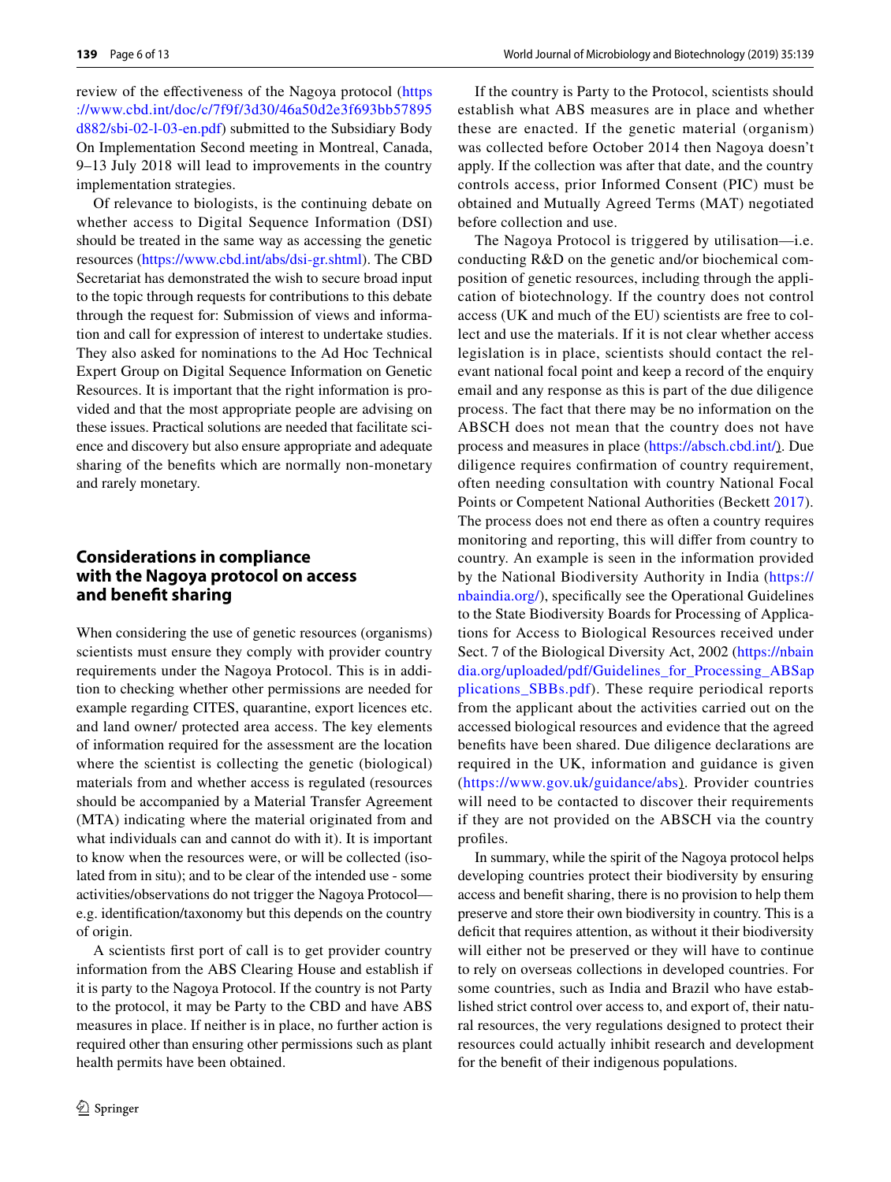review of the effectiveness of the Nagoya protocol (https://www.cbd.int/doc/c/7f9f/3d30/46a50d2e3f693bb57895d882/sbi-02-l-03-en.pdf) submitted to the Subsidiary Body On Implementation Second meeting in Montreal, Canada, 9–13 July 2018 will lead to improvements in the country implementation strategies.

Of relevance to biologists, is the continuing debate on whether access to Digital Sequence Information (DSI) should be treated in the same way as accessing the genetic resources (https://www.cbd.int/abs/dsi-gr.shtml). The CBD Secretariat has demonstrated the wish to secure broad input to the topic through requests for contributions to this debate through the request for: Submission of views and information and call for expression of interest to undertake studies. They also asked for nominations to the Ad Hoc Technical Expert Group on Digital Sequence Information on Genetic Resources. It is important that the right information is provided and that the most appropriate people are advising on these issues. Practical solutions are needed that facilitate science and discovery but also ensure appropriate and adequate sharing of the benefits which are normally non-monetary and rarely monetary.

## Considerations in compliance with the Nagoya protocol on access and benefit sharing

When considering the use of genetic resources (organisms) scientists must ensure they comply with provider country requirements under the Nagoya Protocol. This is in addition to checking whether other permissions are needed for example regarding CITES, quarantine, export licences etc. and land owner/ protected area access. The key elements of information required for the assessment are the location where the scientist is collecting the genetic (biological) materials from and whether access is regulated (resources should be accompanied by a Material Transfer Agreement (MTA) indicating where the material originated from and what individuals can and cannot do with it). It is important to know when the resources were, or will be collected (isolated from in situ); and to be clear of the intended use - some activities/observations do not trigger the Nagoya Protocol—e.g. identification/taxonomy but this depends on the country of origin.

A scientists first port of call is to get provider country information from the ABS Clearing House and establish if it is party to the Nagoya Protocol. If the country is not Party to the protocol, it may be Party to the CBD and have ABS measures in place. If neither is in place, no further action is required other than ensuring other permissions such as plant health permits have been obtained.

If the country is Party to the Protocol, scientists should establish what ABS measures are in place and whether these are enacted. If the genetic material (organism) was collected before October 2014 then Nagoya doesn't apply. If the collection was after that date, and the country controls access, prior Informed Consent (PIC) must be obtained and Mutually Agreed Terms (MAT) negotiated before collection and use.

The Nagoya Protocol is triggered by utilisation—i.e. conducting R&D on the genetic and/or biochemical composition of genetic resources, including through the application of biotechnology. If the country does not control access (UK and much of the EU) scientists are free to collect and use the materials. If it is not clear whether access legislation is in place, scientists should contact the relevant national focal point and keep a record of the enquiry email and any response as this is part of the due diligence process. The fact that there may be no information on the ABSCH does not mean that the country does not have process and measures in place (https://absch.cbd.int/). Due diligence requires confirmation of country requirement, often needing consultation with country National Focal Points or Competent National Authorities (Beckett 2017). The process does not end there as often a country requires monitoring and reporting, this will differ from country to country. An example is seen in the information provided by the National Biodiversity Authority in India (https://nbaindia.org/), specifically see the Operational Guidelines to the State Biodiversity Boards for Processing of Applications for Access to Biological Resources received under Sect. 7 of the Biological Diversity Act, 2002 (https://nbaindia.org/uploaded/pdf/Guidelines_for_Processing_ABSapplications_SBBs.pdf). These require periodical reports from the applicant about the activities carried out on the accessed biological resources and evidence that the agreed benefits have been shared. Due diligence declarations are required in the UK, information and guidance is given (https://www.gov.uk/guidance/abs). Provider countries will need to be contacted to discover their requirements if they are not provided on the ABSCH via the country profiles.

In summary, while the spirit of the Nagoya protocol helps developing countries protect their biodiversity by ensuring access and benefit sharing, there is no provision to help them preserve and store their own biodiversity in country. This is a deficit that requires attention, as without it their biodiversity will either not be preserved or they will have to continue to rely on overseas collections in developed countries. For some countries, such as India and Brazil who have established strict control over access to, and export of, their natural resources, the very regulations designed to protect their resources could actually inhibit research and development for the benefit of their indigenous populations.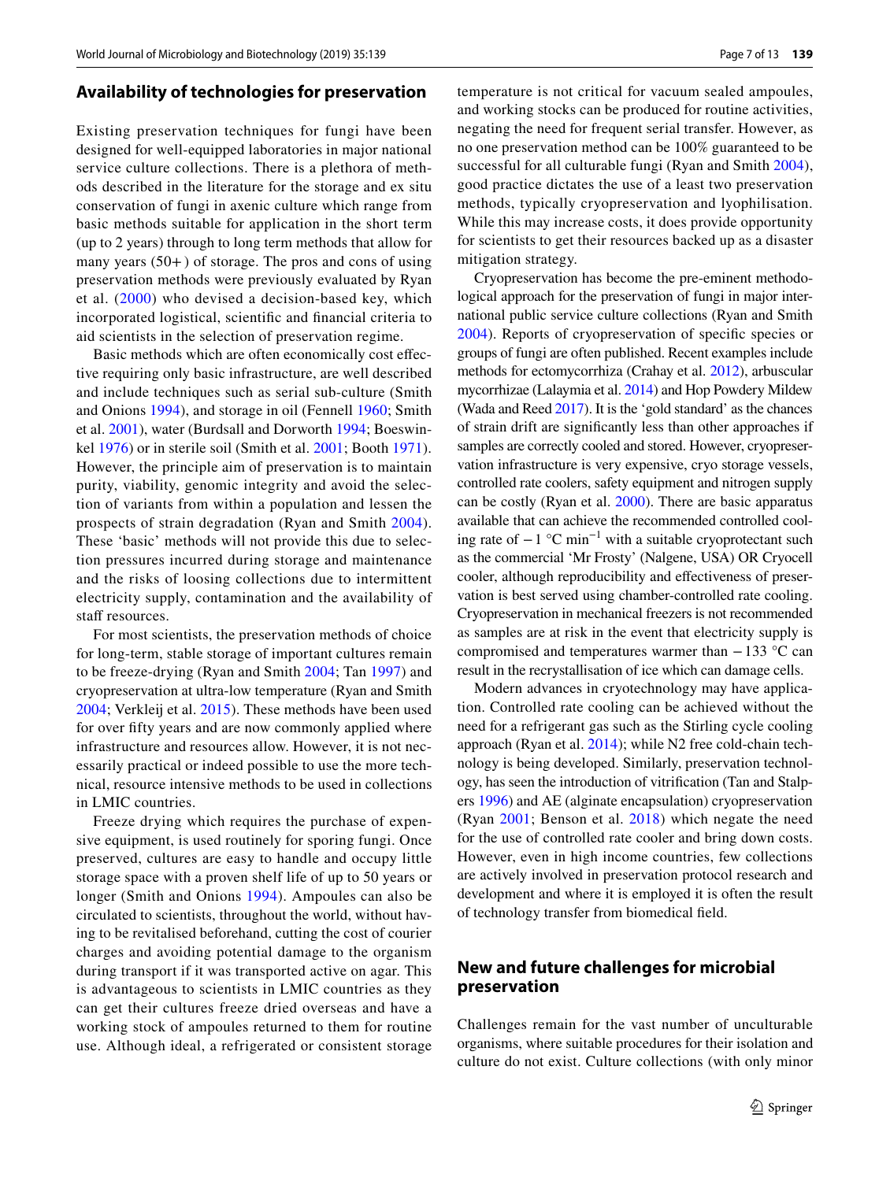## Availability of technologies for preservation

Existing preservation techniques for fungi have been designed for well-equipped laboratories in major national service culture collections. There is a plethora of methods described in the literature for the storage and ex situ conservation of fungi in axenic culture which range from basic methods suitable for application in the short term (up to 2 years) through to long term methods that allow for many years (50+) of storage. The pros and cons of using preservation methods were previously evaluated by Ryan et al. (2000) who devised a decision-based key, which incorporated logistical, scientific and financial criteria to aid scientists in the selection of preservation regime.

Basic methods which are often economically cost effective requiring only basic infrastructure, are well described and include techniques such as serial sub-culture (Smith and Onions 1994), and storage in oil (Fennell 1960; Smith et al. 2001), water (Burdsall and Dorworth 1994; Boeswinkel 1976) or in sterile soil (Smith et al. 2001; Booth 1971). However, the primary aim of preservation is to maintain purity, viability, genomic integrity and avoid the selection of variants from within a population and lessen the prospects of strain degradation (Ryan and Smith 2004). These 'basic' methods will not provide this due to selection pressures incurred during storage and maintenance and the risks of loosing collections due to intermittent electricity supply, contamination and the availability of staff resources.

For most scientists, the preservation methods of choice for long-term, stable storage of important cultures remain to be freeze-drying (Ryan and Smith 2004; Tan 1997) and cryopreservation at ultra-low temperature (Ryan and Smith 2004; Verkleij et al. 2015). These methods have been used for over fifty years and are now commonly applied where infrastructure and resources allow. However, it is not necessarily practical or indeed possible to use the more technical, resource intensive methods to be used in collections in LMIC countries.

Freeze drying which requires the purchase of expensive equipment, is used routinely for sporing fungi. Once preserved, cultures are easy to handle and occupy little storage space with a proven shelf life of up to 50 years or longer (Smith and Onions 1994). Ampoules can also be circulated to scientists, throughout the world, without having to be revitalised beforehand, cutting the cost of courier charges and avoiding potential damage to the organism during transport if it was transported active on agar. This is advantageous to scientists in LMIC countries as they can get their cultures freeze dried overseas and have a working stock of ampoules returned to them for routine use. Although ideal, a refrigerated or consistent storage temperature is not critical for vacuum sealed ampoules, and working stocks can be produced for routine activities, negating the need for frequent serial transfer. However, as no one preservation method can be 100% guaranteed to be successful for all culturable fungi (Ryan and Smith 2004), good practice dictates the use of a least two preservation methods, typically cryopreservation and lyophilisation. While this may increase costs, it does provide opportunity for scientists to get their resources backed up as a disaster mitigation strategy.

Cryopreservation has become the pre-eminent methodological approach for the preservation of fungi in major international public service culture collections (Ryan and Smith 2004). Reports of cryopreservation of specific species or groups of fungi are often published. Recent examples include methods for ectomycorrhiza (Crahay et al. 2012), arbuscular mycorrhizae (Lalaymia et al. 2014) and Hop Powdery Mildew (Wada and Reed 2017). It is the 'gold standard' as the chances of strain drift are significantly less than other approaches if samples are correctly cooled and stored. However, cryopreservation infrastructure is very expensive, cryo storage vessels, controlled rate coolers, safety equipment and nitrogen supply can be costly (Ryan et al. 2000). There are basic apparatus available that can achieve the recommended controlled cooling rate of $-1$ °C $min^{-1}$ with a suitable cryoprotectant such as the commercial 'Mr Frosty' (Nalgene, USA) OR Cryocell cooler, although reproducibility and effectiveness of preservation is best served using chamber-controlled rate cooling. Cryopreservation in mechanical freezers is not recommended as samples are at risk in the event that electricity supply is compromised and temperatures warmer than $-133$ °C can result in the recrystallisation of ice which can damage cells.

Modern advances in cryotechnology may have application. Controlled rate cooling can be achieved without the need for a refrigerant gas such as the Stirling cycle cooling approach (Ryan et al. 2014); while N2 free cold-chain technology is being developed. Similarly, preservation technology, has seen the introduction of vitrification (Tan and Stalpers 1996) and AE (alginate encapsulation) cryopreservation (Ryan 2001; Benson et al. 2018) which negate the need for the use of controlled rate cooler and bring down costs. However, even in high income countries, few collections are actively involved in preservation protocol research and development and where it is employed it is often the result of technology transfer from biomedical field.

## New and future challenges for microbial preservation

Challenges remain for the vast number of unculturable organisms, where suitable procedures for their isolation and culture do not exist. Culture collections (with only minor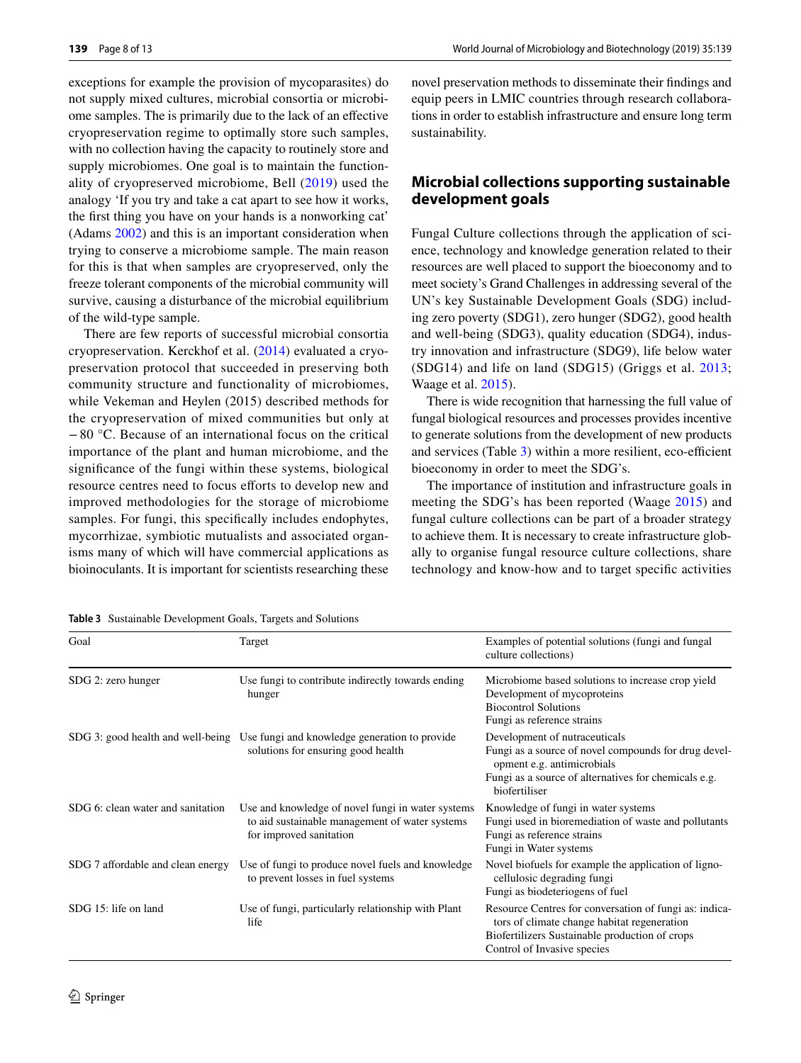exceptions for example the provision of mycoparasites) do not supply mixed cultures, microbial consortia or microbiome samples. The is primarily due to the lack of an effective cryopreservation regime to optimally store such samples, with no collection having the capacity to routinely store and supply microbiomes. One goal is to maintain the functionality of cryopreserved microbiome, Bell (2019) used the analogy 'If you try and take a cat apart to see how it works, the first thing you have on your hands is a nonworking cat' (Adams 2002) and this is an important consideration when trying to conserve a microbiome sample. The main reason for this is that when samples are cryopreserved, only the freeze tolerant components of the microbial community will survive, causing a disturbance of the microbial equilibrium of the wild-type sample.

There are few reports of successful microbial consortia cryopreservation. Kerckhof et al. (2014) evaluated a cryopreservation protocol that succeeded in preserving both community structure and functionality of microbiomes, while Vekeman and Heylen (2015) described methods for the cryopreservation of mixed communities but only at −80 °C. Because of an international focus on the critical importance of the plant and human microbiome, and the significance of the fungi within these systems, biological resource centres need to focus efforts to develop new and improved methodologies for the storage of microbiome samples. For fungi, this specifically includes endophytes, mycorrhizae, symbiotic mutualists and associated organisms many of which will have commercial applications as bioinoculants. It is important for scientists researching these novel preservation methods to disseminate their findings and equip peers in LMIC countries through research collaborations in order to establish infrastructure and ensure long term sustainability.

## Microbial collections supporting sustainable development goals

Fungal Culture collections through the application of science, technology and knowledge generation related to their resources are well placed to support the bioeconomy and to meet society's Grand Challenges in addressing several of the UN's key Sustainable Development Goals (SDG) including zero poverty (SDG1), zero hunger (SDG2), good health and well-being (SDG3), quality education (SDG4), industry innovation and infrastructure (SDG9), life below water (SDG14) and life on land (SDG15) (Griggs et al. 2013; Waage et al. 2015).

There is wide recognition that harnessing the full value of fungal biological resources and processes provides incentive to generate solutions from the development of new products and services (Table 3) within a more resilient, eco-efficient bioeconomy in order to meet the SDG's.

The importance of institution and infrastructure goals in meeting the SDG's has been reported (Waage 2015) and fungal culture collections can be part of a broader strategy to achieve them. It is necessary to create infrastructure globally to organise fungal resource culture collections, share technology and know-how and to target specific activities

**Table 3** Sustainable Development Goals, Targets and Solutions

| Goal | Target | Examples of potential solutions (fungi and fungal culture collections) |
|---|---|---|
| SDG 2: zero hunger | Use fungi to contribute indirectly towards ending hunger | Microbiome based solutions to increase crop yield<br>Development of mycoproteins<br>Biocontrol Solutions<br>Fungi as reference strains |
| SDG 3: good health and well-being | Use fungi and knowledge generation to provide solutions for ensuring good health | Development of nutraceuticals<br>Fungi as a source of novel compounds for drug development e.g. antimicrobials<br>Fungi as a source of alternatives for chemicals e.g. biofertiliser |
| SDG 6: clean water and sanitation | Use and knowledge of novel fungi in water systems to aid sustainable management of water systems for improved sanitation | Knowledge of fungi in water systems<br>Fungi used in bioremediation of waste and pollutants<br>Fungi as reference strains<br>Fungi in Water systems |
| SDG 7 affordable and clean energy | Use of fungi to produce novel fuels and knowledge to prevent losses in fuel systems | Novel biofuels for example the application of lignocellulosic degrading fungi<br>Fungi as biodeteriogens of fuel |
| SDG 15: life on land | Use of fungi, particularly relationship with Plant life | Resource Centres for conversation of fungi as: indicators of climate change habitat regeneration<br>Biofertilizers Sustainable production of crops<br>Control of Invasive species |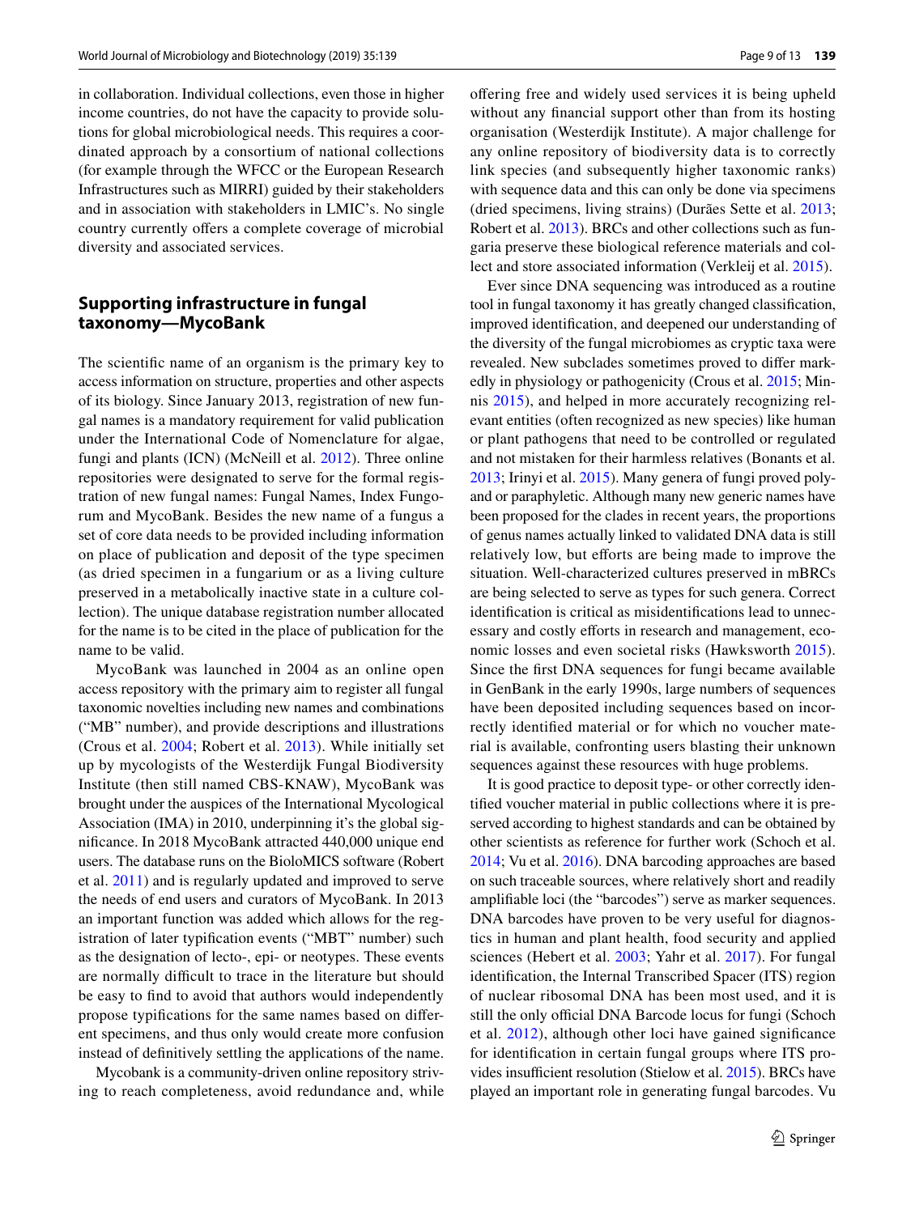in collaboration. Individual collections, even those in higher income countries, do not have the capacity to provide solutions for global microbiological needs. This requires a coordinated approach by a consortium of national collections (for example through the WFCC or the European Research Infrastructures such as MIRRI) guided by their stakeholders and in association with stakeholders in LMIC's. No single country currently offers a complete coverage of microbial diversity and associated services.

## Supporting infrastructure in fungal taxonomy—MycoBank

The scientific name of an organism is the primary key to access information on structure, properties and other aspects of its biology. Since January 2013, registration of new fungal names is a mandatory requirement for valid publication under the International Code of Nomenclature for algae, fungi and plants (ICN) (McNeill et al. 2012). Three online repositories were designated to serve for the formal registration of new fungal names: Fungal Names, Index Fungorum and MycoBank. Besides the new name of a fungus a set of core data needs to be provided including information on place of publication and deposit of the type specimen (as dried specimen in a fungarium or as a living culture preserved in a metabolically inactive state in a culture collection). The unique database registration number allocated for the name is to be cited in the place of publication for the name to be valid.

MycoBank was launched in 2004 as an online open access repository with the primary aim to register all fungal taxonomic novelties including new names and combinations ("MB" number), and provide descriptions and illustrations (Crous et al. 2004; Robert et al. 2013). While initially set up by mycologists of the Westerdijk Fungal Biodiversity Institute (then still named CBS-KNAW), MycoBank was brought under the auspices of the International Mycological Association (IMA) in 2010, underpinning it's the global significance. In 2018 MycoBank attracted 440,000 unique end users. The database runs on the BioloMICS software (Robert et al. 2011) and is regularly updated and improved to serve the needs of end users and curators of MycoBank. In 2013 an important function was added which allows for the registration of later typification events ("MBT" number) such as the designation of lecto-, epi- or neotypes. These events are normally difficult to trace in the literature but should be easy to find to avoid that authors would independently propose typifications for the same names based on different specimens, and thus only would create more confusion instead of definitively settling the applications of the name.

Mycobank is a community-driven online repository striving to reach completeness, avoid redundance and, while offering free and widely used services it is being upheld without any financial support other than from its hosting organisation (Westerdijk Institute). A major challenge for any online repository of biodiversity data is to correctly link species (and subsequently higher taxonomic ranks) with sequence data and this can only be done via specimens (dried specimens, living strains) (Durães Sette et al. 2013; Robert et al. 2013). BRCs and other collections such as fungaria preserve these biological reference materials and collect and store associated information (Verkleij et al. 2015).

Ever since DNA sequencing was introduced as a routine tool in fungal taxonomy it has greatly changed classification, improved identification, and deepened our understanding of the diversity of the fungal microbiomes as cryptic taxa were revealed. New subclades sometimes proved to differ markedly in physiology or pathogenicity (Crous et al. 2015; Minnis 2015), and helped in more accurately recognizing relevant entities (often recognized as new species) like human or plant pathogens that need to be controlled or regulated and not mistaken for their harmless relatives (Bonants et al. 2013; Irinyi et al. 2015). Many genera of fungi proved poly- and or paraphyletic. Although many new generic names have been proposed for the clades in recent years, the proportions of genus names actually linked to validated DNA data is still relatively low, but efforts are being made to improve the situation. Well-characterized cultures preserved in mBRCs are being selected to serve as types for such genera. Correct identification is critical as misidentifications lead to unnecessary and costly efforts in research and management, economic losses and even societal risks (Hawksworth 2015). Since the first DNA sequences for fungi became available in GenBank in the early 1990s, large numbers of sequences have been deposited including sequences based on incorrectly identified material or for which no voucher material is available, confronting users blasting their unknown sequences against these resources with huge problems.

It is good practice to deposit type- or other correctly identified voucher material in public collections where it is preserved according to highest standards and can be obtained by other scientists as reference for further work (Schoch et al. 2014; Vu et al. 2016). DNA barcoding approaches are based on such traceable sources, where relatively short and readily amplifiable loci (the "barcodes") serve as marker sequences. DNA barcodes have proven to be very useful for diagnostics in human and plant health, food security and applied sciences (Hebert et al. 2003; Yahr et al. 2017). For fungal identification, the Internal Transcribed Spacer (ITS) region of nuclear ribosomal DNA has been most used, and it is still the only official DNA Barcode locus for fungi (Schoch et al. 2012), although other loci have gained significance for identification in certain fungal groups where ITS provides insufficient resolution (Stielow et al. 2015). BRCs have played an important role in generating fungal barcodes. Vu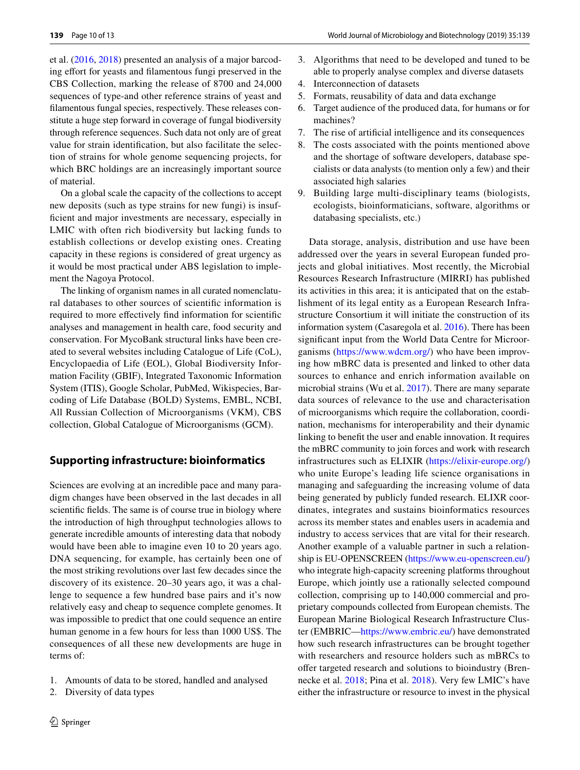et al. (2016, 2018) presented an analysis of a major barcoding effort for yeasts and filamentous fungi preserved in the CBS Collection, marking the release of 8700 and 24,000 sequences of type-and other reference strains of yeast and filamentous fungal species, respectively. These releases constitute a huge step forward in coverage of fungal biodiversity through reference sequences. Such data not only are of great value for strain identification, but also facilitate the selection of strains for whole genome sequencing projects, for which BRC holdings are an increasingly important source of material.

On a global scale the capacity of the collections to accept new deposits (such as type strains for new fungi) is insufficient and major investments are necessary, especially in LMIC with often rich biodiversity but lacking funds to establish collections or develop existing ones. Creating capacity in these regions is considered of great urgency as it would be most practical under ABS legislation to implement the Nagoya Protocol.

The linking of organism names in all curated nomenclatural databases to other sources of scientific information is required to more effectively find information for scientific analyses and management in health care, food security and conservation. For MycoBank structural links have been created to several websites including Catalogue of Life (CoL), Encyclopaedia of Life (EOL), Global Biodiversity Information Facility (GBIF), Integrated Taxonomic Information System (ITIS), Google Scholar, PubMed, Wikispecies, Barcoding of Life Database (BOLD) Systems, EMBL, NCBI, All Russian Collection of Microorganisms (VKM), CBS collection, Global Catalogue of Microorganisms (GCM).

## Supporting infrastructure: bioinformatics

Sciences are evolving at an incredible pace and many paradigm changes have been observed in the last decades in all scientific fields. The same is of course true in biology where the introduction of high throughput technologies allows to generate incredible amounts of interesting data that nobody would have been able to imagine even 10 to 20 years ago. DNA sequencing, for example, has certainly been one of the most striking revolutions over last few decades since the discovery of its existence. 20–30 years ago, it was a challenge to sequence a few hundred base pairs and it's now relatively easy and cheap to sequence complete genomes. It was impossible to predict that one could sequence an entire human genome in a few hours for less than 1000 US$. The consequences of all these new developments are huge in terms of:

1. Amounts of data to be stored, handled and analysed
2. Diversity of data types
3. Algorithms that need to be developed and tuned to be able to properly analyse complex and diverse datasets
4. Interconnection of datasets
5. Formats, reusability of data and data exchange
6. Target audience of the produced data, for humans or for machines?
7. The rise of artificial intelligence and its consequences
8. The costs associated with the points mentioned above and the shortage of software developers, database specialists or data analysts (to mention only a few) and their associated high salaries
9. Building large multi-disciplinary teams (biologists, ecologists, bioinformaticians, software, algorithms or databasing specialists, etc.)

Data storage, analysis, distribution and use have been addressed over the years in several European funded projects and global initiatives. Most recently, the Microbial Resources Research Infrastructure (MIRRI) has published its activities in this area; it is anticipated that on the establishment of its legal entity as a European Research Infrastructure Consortium it will initiate the construction of its information system (Casaregola et al. 2016). There has been significant input from the World Data Centre for Microorganisms (https://www.wdcm.org/) who have been improving how mBRC data is presented and linked to other data sources to enhance and enrich information available on microbial strains (Wu et al. 2017). There are many separate data sources of relevance to the use and characterisation of microorganisms which require the collaboration, coordination, mechanisms for interoperability and their dynamic linking to benefit the user and enable innovation. It requires the mBRC community to join forces and work with research infrastructures such as ELIXIR (https://elixir-europe.org/) who unite Europe's leading life science organisations in managing and safeguarding the increasing volume of data being generated by publicly funded research. ELIXR coordinates, integrates and sustains bioinformatics resources across its member states and enables users in academia and industry to access services that are vital for their research. Another example of a valuable partner in such a relationship is EU-OPENSCREEN (https://www.eu-openscreen.eu/) who integrate high-capacity screening platforms throughout Europe, which jointly use a rationally selected compound collection, comprising up to 140,000 commercial and proprietary compounds collected from European chemists. The European Marine Biological Research Infrastructure Cluster (EMBRIC—https://www.embric.eu/) have demonstrated how such research infrastructures can be brought together with researchers and resource holders such as mBRCs to offer targeted research and solutions to bioindustry (Brennecke et al. 2018; Pina et al. 2018). Very few LMIC's have either the infrastructure or resource to invest in the physical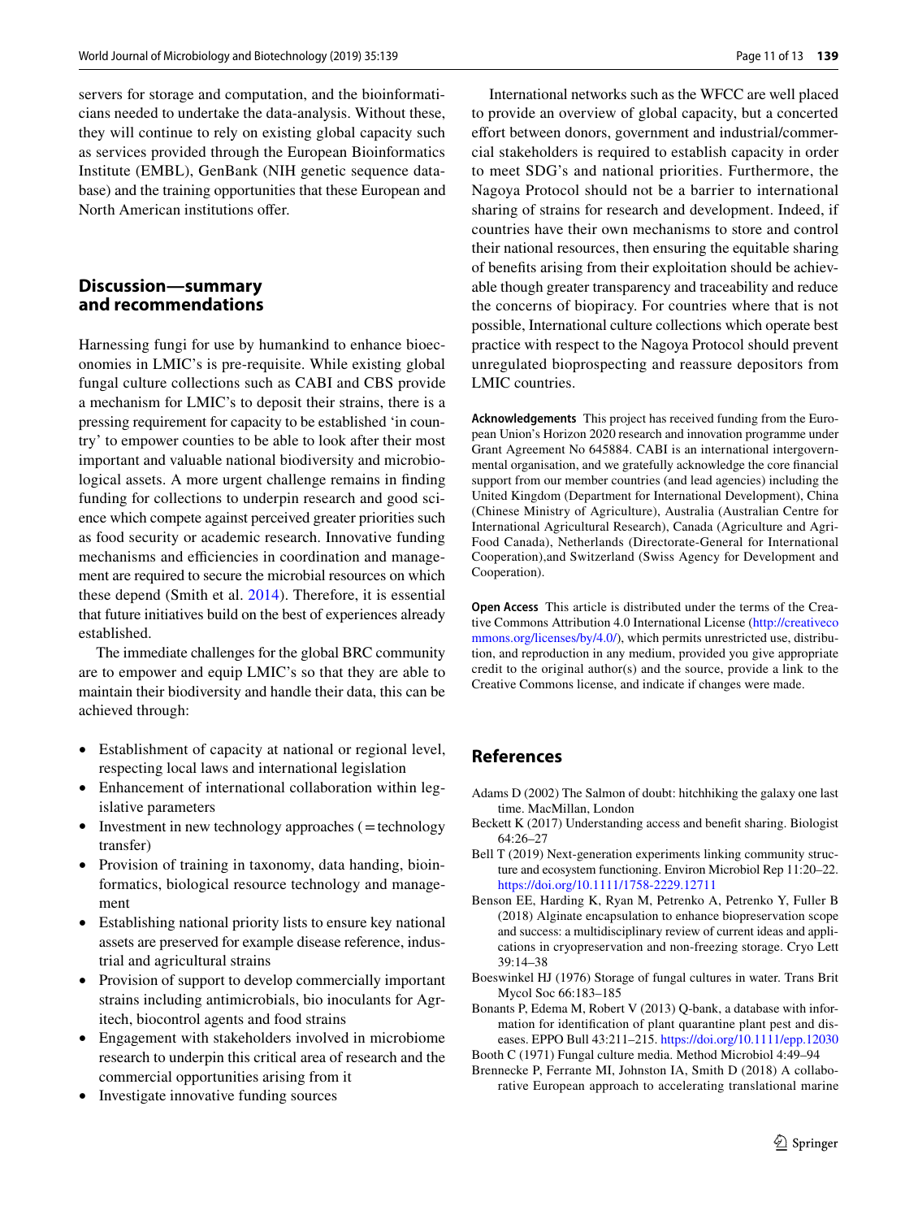servers for storage and computation, and the bioinformaticians needed to undertake the data-analysis. Without these, they will continue to rely on existing global capacity such as services provided through the European Bioinformatics Institute (EMBL), GenBank (NIH genetic sequence database) and the training opportunities that these European and North American institutions offer.

## Discussion—summary and recommendations

Harnessing fungi for use by humankind to enhance bioeconomies in LMIC's is pre-requisite. While existing global fungal culture collections such as CABI and CBS provide a mechanism for LMIC's to deposit their strains, there is a pressing requirement for capacity to be established 'in country' to empower counties to be able to look after their most important and valuable national biodiversity and microbiological assets. A more urgent challenge remains in finding funding for collections to underpin research and good science which compete against perceived greater priorities such as food security or academic research. Innovative funding mechanisms and efficiencies in coordination and management are required to secure the microbial resources on which these depend (Smith et al. 2014). Therefore, it is essential that future initiatives build on the best of experiences already established.

The immediate challenges for the global BRC community are to empower and equip LMIC's so that they are able to maintain their biodiversity and handle their data, this can be achieved through:

- Establishment of capacity at national or regional level, respecting local laws and international legislation
- Enhancement of international collaboration within legislative parameters
- Investment in new technology approaches (= technology transfer)
- Provision of training in taxonomy, data handing, bioinformatics, biological resource technology and management
- Establishing national priority lists to ensure key national assets are preserved for example disease reference, industrial and agricultural strains
- Provision of support to develop commercially important strains including antimicrobials, bio inoculants for Agritech, biocontrol agents and food strains
- Engagement with stakeholders involved in microbiome research to underpin this critical area of research and the commercial opportunities arising from it
- Investigate innovative funding sources

International networks such as the WFCC are well placed to provide an overview of global capacity, but a concerted effort between donors, government and industrial/commercial stakeholders is required to establish capacity in order to meet SDG's and national priorities. Furthermore, the Nagoya Protocol should not be a barrier to international sharing of strains for research and development. Indeed, if countries have their own mechanisms to store and control their national resources, then ensuring the equitable sharing of benefits arising from their exploitation should be achievable though greater transparency and traceability and reduce the concerns of biopiracy. For countries where that is not possible, International culture collections which operate best practice with respect to the Nagoya Protocol should prevent unregulated bioprospecting and reassure depositors from LMIC countries.

**Acknowledgements** This project has received funding from the European Union's Horizon 2020 research and innovation programme under Grant Agreement No 645884. CABI is an international intergovernmental organisation, and we gratefully acknowledge the core financial support from our member countries (and lead agencies) including the United Kingdom (Department for International Development), China (Chinese Ministry of Agriculture), Australia (Australian Centre for International Agricultural Research), Canada (Agriculture and Agri-Food Canada), Netherlands (Directorate-General for International Cooperation),and Switzerland (Swiss Agency for Development and Cooperation).

**Open Access** This article is distributed under the terms of the Creative Commons Attribution 4.0 International License (http://creativecommons.org/licenses/by/4.0/), which permits unrestricted use, distribution, and reproduction in any medium, provided you give appropriate credit to the original author(s) and the source, provide a link to the Creative Commons license, and indicate if changes were made.

## References

Adams D (2002) The Salmon of doubt: hitchhiking the galaxy one last time. MacMillan, London

Beckett K (2017) Understanding access and benefit sharing. Biologist 64:26–27

Bell T (2019) Next-generation experiments linking community structure and ecosystem functioning. Environ Microbiol Rep 11:20–22. https://doi.org/10.1111/1758-2229.12711

Benson EE, Harding K, Ryan M, Petrenko A, Petrenko Y, Fuller B (2018) Alginate encapsulation to enhance biopreservation scope and success: a multidisciplinary review of current ideas and applications in cryopreservation and non-freezing storage. Cryo Lett 39:14–38

Boeswinkel HJ (1976) Storage of fungal cultures in water. Trans Brit Mycol Soc 66:183–185

Bonants P, Edema M, Robert V (2013) Q-bank, a database with information for identification of plant quarantine plant pest and diseases. EPPO Bull 43:211–215. https://doi.org/10.1111/epp.12030

Booth C (1971) Fungal culture media. Method Microbiol 4:49–94

Brennecke P, Ferrante MI, Johnston IA, Smith D (2018) A collaborative European approach to accelerating translational marine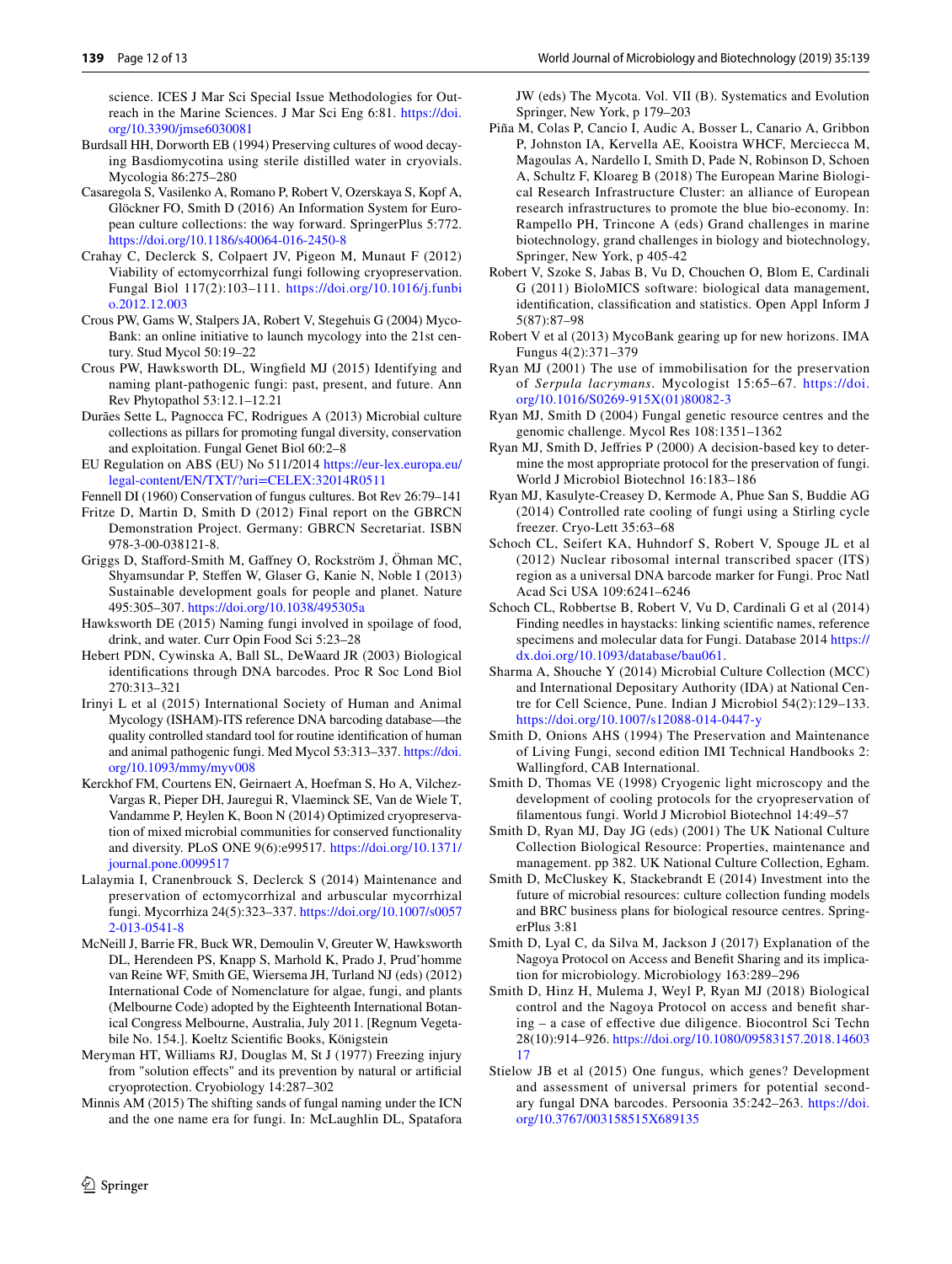science. ICES J Mar Sci Special Issue Methodologies for Outreach in the Marine Sciences. J Mar Sci Eng 6:81. https://doi.org/10.3390/jmse6030081

Burdsall HH, Dorworth EB (1994) Preserving cultures of wood decaying Basdiomycotina using sterile distilled water in cryovials. Mycologia 86:275–280

Casaregola S, Vasilenko A, Romano P, Robert V, Ozerskaya S, Kopf A, Glöckner FO, Smith D (2016) An Information System for European culture collections: the way forward. SpringerPlus 5:772. https://doi.org/10.1186/s40064-016-2450-8

Crahay C, Declerck S, Colpaert JV, Pigeon M, Munaut F (2012) Viability of ectomycorrhizal fungi following cryopreservation. Fungal Biol 117(2):103–111. https://doi.org/10.1016/j.funbio.2012.12.003

Crous PW, Gams W, Stalpers JA, Robert V, Stegehuis G (2004) MycoBank: an online initiative to launch mycology into the 21st century. Stud Mycol 50:19–22

Crous PW, Hawksworth DL, Wingfield MJ (2015) Identifying and naming plant-pathogenic fungi: past, present, and future. Ann Rev Phytopathol 53:12.1–12.21

Durães Sette L, Pagnocca FC, Rodrigues A (2013) Microbial culture collections as pillars for promoting fungal diversity, conservation and exploitation. Fungal Genet Biol 60:2–8

EU Regulation on ABS (EU) No 511/2014 https://eur-lex.europa.eu/legal-content/EN/TXT/?uri=CELEX:32014R0511

Fennell DI (1960) Conservation of fungus cultures. Bot Rev 26:79–141

Fritze D, Martin D, Smith D (2012) Final report on the GBRCN Demonstration Project. Germany: GBRCN Secretariat. ISBN 978-3-00-038121-8.

Griggs D, Stafford-Smith M, Gaffney O, Rockström J, Öhman MC, Shyamsundar P, Steffen W, Glaser G, Kanie N, Noble I (2013) Sustainable development goals for people and planet. Nature 495:305–307. https://doi.org/10.1038/495305a

Hawksworth DE (2015) Naming fungi involved in spoilage of food, drink, and water. Curr Opin Food Sci 5:23–28

Hebert PDN, Cywinska A, Ball SL, DeWaard JR (2003) Biological identifications through DNA barcodes. Proc R Soc Lond Biol 270:313–321

Irinyi L et al (2015) International Society of Human and Animal Mycology (ISHAM)-ITS reference DNA barcoding database—the quality controlled standard tool for routine identification of human and animal pathogenic fungi. Med Mycol 53:313–337. https://doi.org/10.1093/mmy/myv008

Kerckhof FM, Courtens EN, Geirnaert A, Hoefman S, Ho A, Vilchez-Vargas R, Pieper DH, Jauregui R, Vlaeminck SE, Van de Wiele T, Vandamme P, Heylen K, Boon N (2014) Optimized cryopreservation of mixed microbial communities for conserved functionality and diversity. PLoS ONE 9(6):e99517. https://doi.org/10.1371/journal.pone.0099517

Lalaymia I, Cranenbrouck S, Declerck S (2014) Maintenance and preservation of ectomycorrhizal and arbuscular mycorrhizal fungi. Mycorrhiza 24(5):323–337. https://doi.org/10.1007/s00572-013-0541-8

McNeill J, Barrie FR, Buck WR, Demoulin V, Greuter W, Hawksworth DL, Herendeen PS, Knapp S, Marhold K, Prado J, Prud'homme van Reine WF, Smith GE, Wiersema JH, Turland NJ (eds) (2012) International Code of Nomenclature for algae, fungi, and plants (Melbourne Code) adopted by the Eighteenth International Botanical Congress Melbourne, Australia, July 2011. [Regnum Vegetabile No. 154.]. Koeltz Scientific Books, Königstein

Meryman HT, Williams RJ, Douglas M, St J (1977) Freezing injury from "solution effects" and its prevention by natural or artificial cryoprotection. Cryobiology 14:287–302

Minnis AM (2015) The shifting sands of fungal naming under the ICN and the one name era for fungi. In: McLaughlin DL, Spatafora JW (eds) The Mycota. Vol. VII (B). Systematics and Evolution Springer, New York, p 179–203

Piña M, Colas P, Cancio I, Audic A, Bosser L, Canario A, Gribbon P, Johnston IA, Kervella AE, Kooistra WHCF, Merciecca M, Magoulas A, Nardello I, Smith D, Pade N, Robinson D, Schoen A, Schultz F, Kloareg B (2018) The European Marine Biological Research Infrastructure Cluster: an alliance of European research infrastructures to promote the blue bio-economy. In: Rampello PH, Trincone A (eds) Grand challenges in marine biotechnology, grand challenges in biology and biotechnology, Springer, New York, p 405-42

Robert V, Szoke S, Jabas B, Vu D, Chouchen O, Blom E, Cardinali G (2011) BioloMICS software: biological data management, identification, classification and statistics. Open Appl Inform J 5(87):87–98

Robert V et al (2013) MycoBank gearing up for new horizons. IMA Fungus 4(2):371–379

Ryan MJ (2001) The use of immobilisation for the preservation of *Serpula lacrymans*. Mycologist 15:65–67. https://doi.org/10.1016/S0269-915X(01)80082-3

Ryan MJ, Smith D (2004) Fungal genetic resource centres and the genomic challenge. Mycol Res 108:1351–1362

Ryan MJ, Smith D, Jeffries P (2000) A decision-based key to determine the most appropriate protocol for the preservation of fungi. World J Microbiol Biotechnol 16:183–186

Ryan MJ, Kasulyte-Creasey D, Kermode A, Phue San S, Buddie AG (2014) Controlled rate cooling of fungi using a Stirling cycle freezer. Cryo-Lett 35:63–68

Schoch CL, Seifert KA, Huhndorf S, Robert V, Spouge JL et al (2012) Nuclear ribosomal internal transcribed spacer (ITS) region as a universal DNA barcode marker for Fungi. Proc Natl Acad Sci USA 109:6241–6246

Schoch CL, Robbertse B, Robert V, Vu D, Cardinali G et al (2014) Finding needles in haystacks: linking scientific names, reference specimens and molecular data for Fungi. Database 2014 https://dx.doi.org/10.1093/database/bau061.

Sharma A, Shouche Y (2014) Microbial Culture Collection (MCC) and International Depositary Authority (IDA) at National Centre for Cell Science, Pune. Indian J Microbiol 54(2):129–133. https://doi.org/10.1007/s12088-014-0447-y

Smith D, Onions AHS (1994) The Preservation and Maintenance of Living Fungi, second edition IMI Technical Handbooks 2: Wallingford, CAB International.

Smith D, Thomas VE (1998) Cryogenic light microscopy and the development of cooling protocols for the cryopreservation of filamentous fungi. World J Microbiol Biotechnol 14:49–57

Smith D, Ryan MJ, Day JG (eds) (2001) The UK National Culture Collection Biological Resource: Properties, maintenance and management. pp 382. UK National Culture Collection, Egham.

Smith D, McCluskey K, Stackebrandt E (2014) Investment into the future of microbial resources: culture collection funding models and BRC business plans for biological resource centres. SpringerPlus 3:81

Smith D, Lyal C, da Silva M, Jackson J (2017) Explanation of the Nagoya Protocol on Access and Benefit Sharing and its implication for microbiology. Microbiology 163:289–296

Smith D, Hinz H, Mulema J, Weyl P, Ryan MJ (2018) Biological control and the Nagoya Protocol on access and benefit sharing – a case of effective due diligence. Biocontrol Sci Techn 28(10):914–926. https://doi.org/10.1080/09583157.2018.1460317

Stielow JB et al (2015) One fungus, which genes? Development and assessment of universal primers for potential secondary fungal DNA barcodes. Persoonia 35:242–263. https://doi.org/10.3767/003158515X689135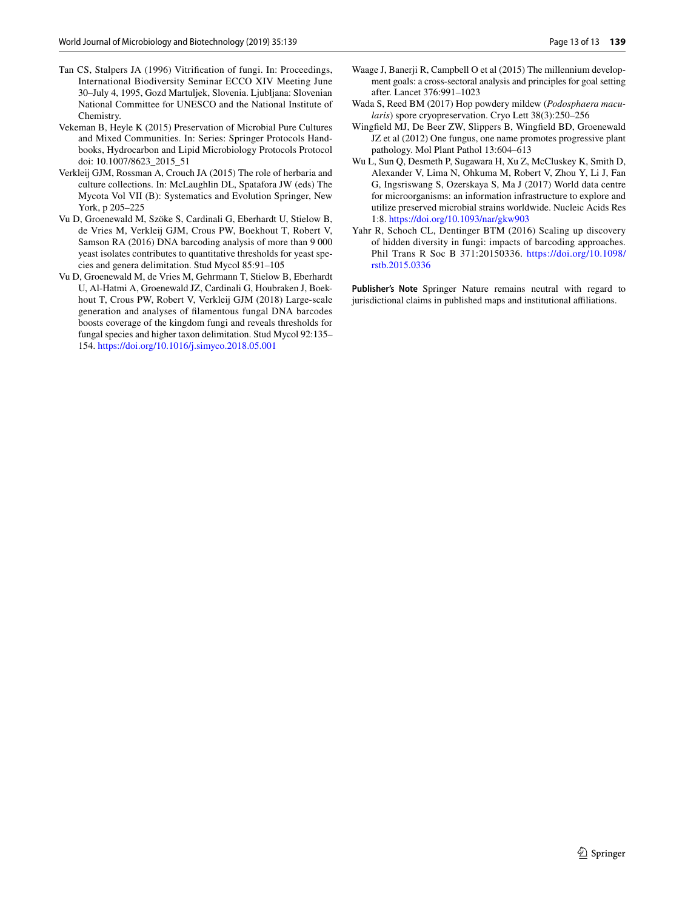Tan CS, Stalpers JA (1996) Vitrification of fungi. In: Proceedings, International Biodiversity Seminar ECCO XIV Meeting June 30–July 4, 1995, Gozd Martuljek, Slovenia. Ljubljana: Slovenian National Committee for UNESCO and the National Institute of Chemistry.

Vekeman B, Heyle K (2015) Preservation of Microbial Pure Cultures and Mixed Communities. In: Series: Springer Protocols Handbooks, Hydrocarbon and Lipid Microbiology Protocols Protocol doi: 10.1007/8623_2015_51

Verkleij GJM, Rossman A, Crouch JA (2015) The role of herbaria and culture collections. In: McLaughlin DL, Spatafora JW (eds) The Mycota Vol VII (B): Systematics and Evolution Springer, New York, p 205–225

Vu D, Groenewald M, Szöke S, Cardinali G, Eberhardt U, Stielow B, de Vries M, Verkleij GJM, Crous PW, Boekhout T, Robert V, Samson RA (2016) DNA barcoding analysis of more than 9 000 yeast isolates contributes to quantitative thresholds for yeast species and genera delimitation. Stud Mycol 85:91–105

Vu D, Groenewald M, de Vries M, Gehrmann T, Stielow B, Eberhardt U, Al-Hatmi A, Groenewald JZ, Cardinali G, Houbraken J, Boekhout T, Crous PW, Robert V, Verkleij GJM (2018) Large-scale generation and analyses of filamentous fungal DNA barcodes boosts coverage of the kingdom fungi and reveals thresholds for fungal species and higher taxon delimitation. Stud Mycol 92:135–154. https://doi.org/10.1016/j.simyco.2018.05.001

Waage J, Banerji R, Campbell O et al (2015) The millennium development goals: a cross-sectoral analysis and principles for goal setting after. Lancet 376:991–1023

Wada S, Reed BM (2017) Hop powdery mildew (*Podosphaera macularis*) spore cryopreservation. Cryo Lett 38(3):250–256

Wingfield MJ, De Beer ZW, Slippers B, Wingfield BD, Groenewald JZ et al (2012) One fungus, one name promotes progressive plant pathology. Mol Plant Pathol 13:604–613

Wu L, Sun Q, Desmeth P, Sugawara H, Xu Z, McCluskey K, Smith D, Alexander V, Lima N, Ohkuma M, Robert V, Zhou Y, Li J, Fan G, Ingsriswang S, Ozerskaya S, Ma J (2017) World data centre for microorganisms: an information infrastructure to explore and utilize preserved microbial strains worldwide. Nucleic Acids Res 1:8. https://doi.org/10.1093/nar/gkw903

Yahr R, Schoch CL, Dentinger BTM (2016) Scaling up discovery of hidden diversity in fungi: impacts of barcoding approaches. Phil Trans R Soc B 371:20150336. https://doi.org/10.1098/rstb.2015.0336

**Publisher's Note** Springer Nature remains neutral with regard to jurisdictional claims in published maps and institutional affiliations.